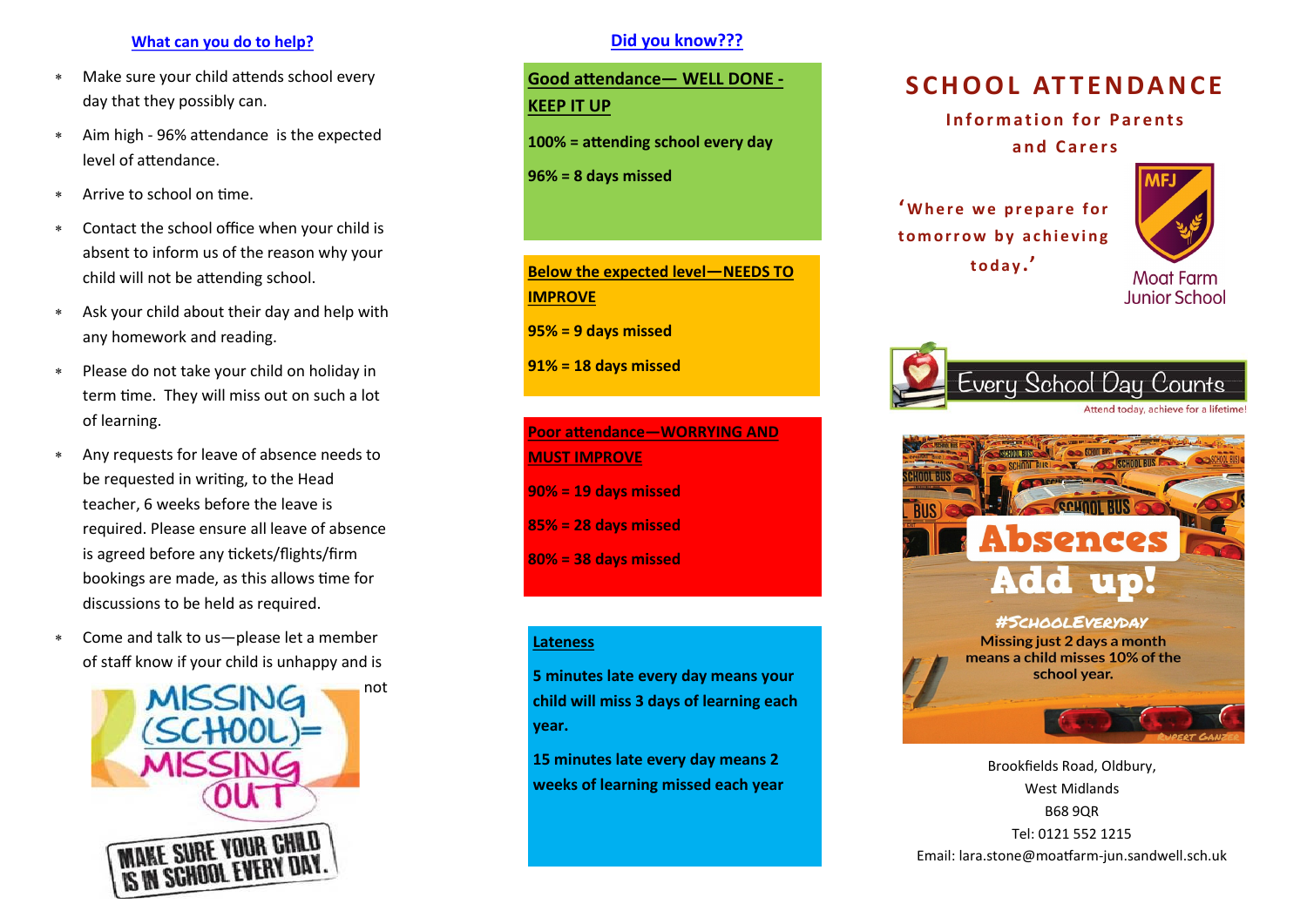## What can you do to help?

- Make sure your child attends school every day that they possibly can.
- Aim high - 96% attendance is the expected level of attendance.
- Arrive to school on time.
- Contact the school office when your child is absent to inform us of the reason why your child will not be attending school.
- Ask your child about their day and help with any homework and reading.
- Please do not take your child on holiday in term time. They will miss out on such a lot of learning.
- Any requests for leave of absence needs to be requested in writing, to the Head teacher, 6 weeks before the leave is required. Please ensure all leave of absence is agreed before any tickets/flights/firm bookings are made, as this allows time for discussions to be held as required.
- Come and talk to us—please let a member of staff know if your child is unhappy and is not

MISSING (SCHOOL)= MISSING OUT

MAKE SURE YOUR CHILD IS IN SCHOOL EVERY DAY.

## Did you know???

**Good attendance— WELL DONE - KEEP IT UP**

**100% = attending school every day**

**96% = 8 days missed**

**Below the expected level—NEEDS TO IMPROVE**

**95% = 9 days missed**

**91% = 18 days missed**

**Poor attendance—WORRYING AND MUST IMPROVE**

**90% = 19 days missed**

**85% = 28 days missed**

**80% = 38 days missed**

**Lateness**

**5 minutes late every day means your child will miss 3 days of learning each year.**

**15 minutes late every day means 2 weeks of learning missed each year**

# SCHOOL ATTENDANCE

### Information for Parents and Carers

**'Where we prepare for tomorrow by achieving today.'**

MFJ
Moat Farm Junior School

Every School Day Counts
Attend today, achieve for a lifetime!

**Absences Add up!**

#SCHOOLEVERYDAY

Missing just 2 days a month means a child misses 10% of the school year.

Brookfields Road, Oldbury,
West Midlands
B68 9QR
Tel: 0121 552 1215
Email: lara.stone@moatfarm-jun.sandwell.sch.uk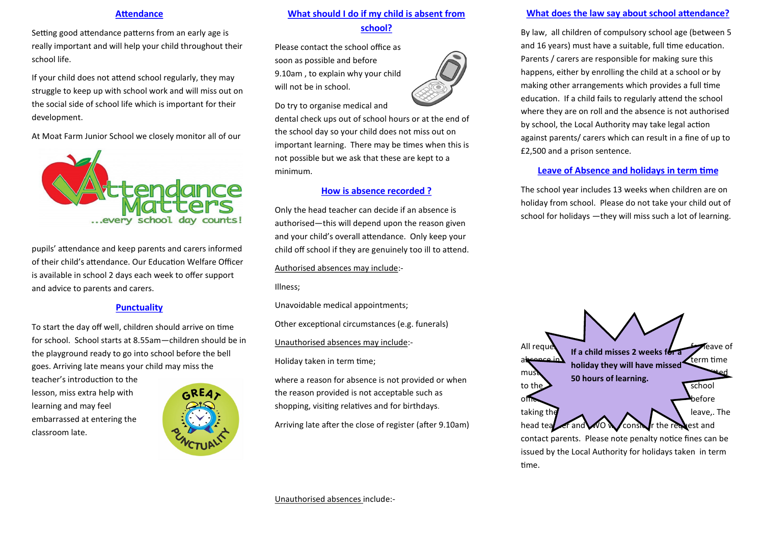## Attendance

Setting good attendance patterns from an early age is really important and will help your child throughout their school life.

If your child does not attend school regularly, they may struggle to keep up with school work and will miss out on the social side of school life which is important for their development.

At Moat Farm Junior School we closely monitor all of our pupils' attendance and keep parents and carers informed of their child's attendance. Our Education Welfare Officer is available in school 2 days each week to offer support and advice to parents and carers.

## Punctuality

To start the day off well, children should arrive on time for school. School starts at 8.55am—children should be in the playground ready to go into school before the bell goes. Arriving late means your child may miss the teacher's introduction to the lesson, miss extra help with learning and may feel embarrassed at entering the classroom late.

## What should I do if my child is absent from school?

Please contact the school office as soon as possible and before 9.10am , to explain why your child will not be in school.

Do try to organise medical and dental check ups out of school hours or at the end of the school day so your child does not miss out on important learning. There may be times when this is not possible but we ask that these are kept to a minimum.

## How is absence recorded ?

Only the head teacher can decide if an absence is authorised—this will depend upon the reason given and your child's overall attendance. Only keep your child off school if they are genuinely too ill to attend.

Authorised absences may include:-

Illness;

Unavoidable medical appointments;

Other exceptional circumstances (e.g. funerals)

Unauthorised absences may include:-

Holiday taken in term time;

where a reason for absence is not provided or when the reason provided is not acceptable such as shopping, visiting relatives and for birthdays.

Arriving late after the close of register (after 9.10am)

Unauthorised absences include:-

## What does the law say about school attendance?

By law, all children of compulsory school age (between 5 and 16 years) must have a suitable, full time education. Parents / carers are responsible for making sure this happens, either by enrolling the child at a school or by making other arrangements which provides a full time education. If a child fails to regularly attend the school where they are on roll and the absence is not authorised by school, the Local Authority may take legal action against parents/ carers which can result in a fine of up to £2,500 and a prison sentence.

## Leave of Absence and holidays in term time

The school year includes 13 weeks when children are on holiday from school. Please do not take your child out of school for holidays —they will miss such a lot of learning.

**If a child misses 2 weeks for a holiday they will have missed 50 hours of learning.**

All reque... for leave of absence in term time must ... to the school office before taking the leave,. The head teacher and WO will consider the request and contact parents. Please note penalty notice fines can be issued by the Local Authority for holidays taken in term time.